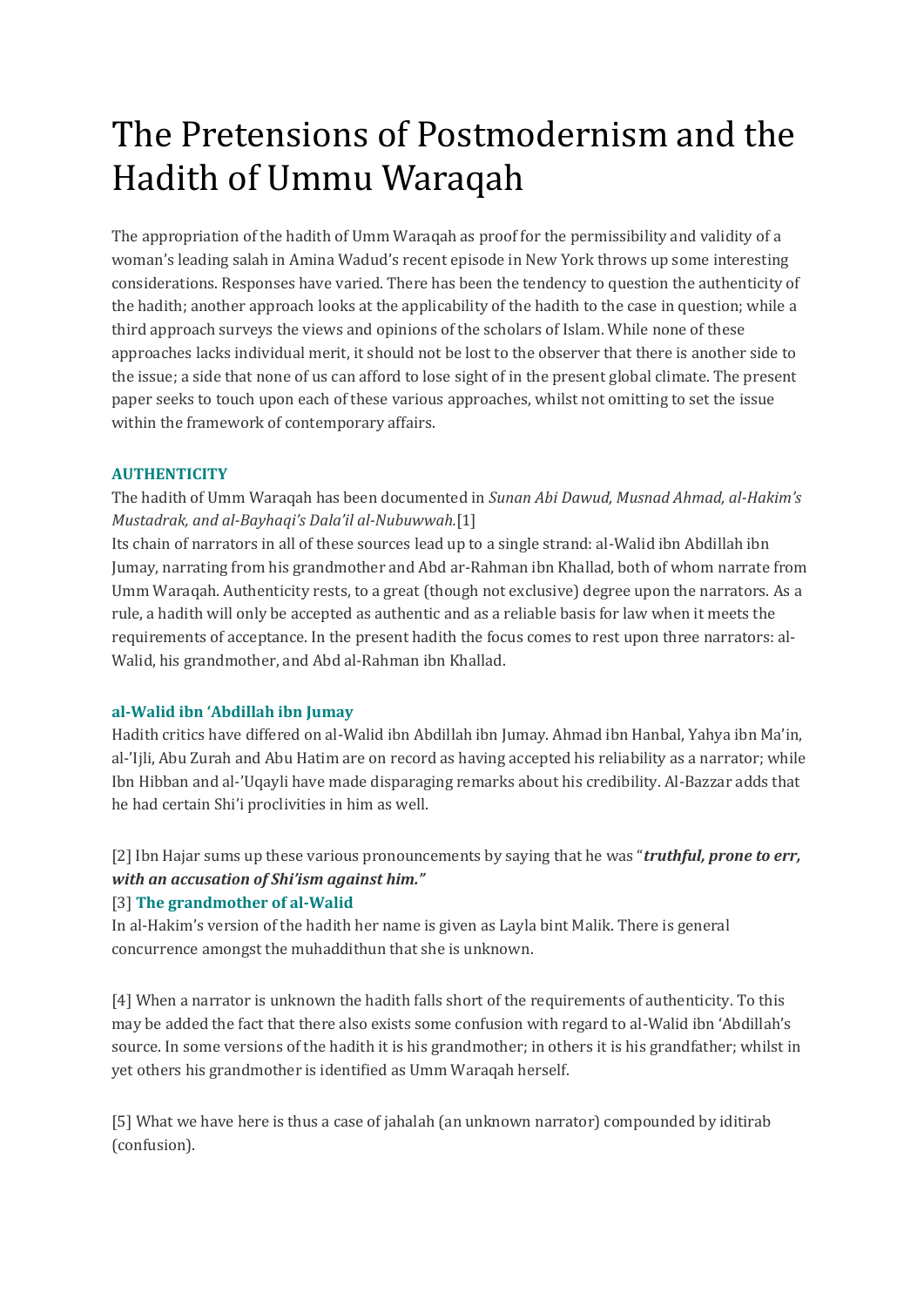# The Pretensions of Postmodernism and the Hadith of Ummu Waraqah

The appropriation of the hadith of Umm Waraqah as proof for the permissibility and validity of a woman's leading salah in Amina Wadud's recent episode in New York throws up some interesting considerations. Responses have varied. There has been the tendency to question the authenticity of the hadith; another approach looks at the applicability of the hadith to the case in question; while a third approach surveys the views and opinions of the scholars of Islam. While none of these approaches lacks individual merit, it should not be lost to the observer that there is another side to the issue; a side that none of us can afford to lose sight of in the present global climate. The present paper seeks to touch upon each of these various approaches, whilst not omitting to set the issue within the framework of contemporary affairs.

### AUTHENTICITY

The hadith of Umm Waraqah has been documented in *Sunan Abi Dawud, Musnad Ahmad, al-Hakim's Mustadrak, and al-Bayhaqi's Dala'il al-Nubuwwah.*[1]

Its chain of narrators in all of these sources lead up to a single strand: al-Walid ibn Abdillah ibn Jumay, narrating from his grandmother and Abd ar-Rahman ibn Khallad, both of whom narrate from Umm Waraqah. Authenticity rests, to a great (though not exclusive) degree upon the narrators. As a rule, a hadith will only be accepted as authentic and as a reliable basis for law when it meets the requirements of acceptance. In the present hadith the focus comes to rest upon three narrators: al-Walid, his grandmother, and Abd al-Rahman ibn Khallad.

### al-Walid ibn 'Abdillah ibn Jumay

Hadith critics have differed on al-Walid ibn Abdillah ibn Jumay. Ahmad ibn Hanbal, Yahya ibn Ma'in, al-'Ijli, Abu Zurah and Abu Hatim are on record as having accepted his reliability as a narrator; while Ibn Hibban and al-'Uqayli have made disparaging remarks about his credibility. Al-Bazzar adds that he had certain Shi'i proclivities in him as well.

[2] Ibn Hajar sums up these various pronouncements by saying that he was "***truthful, prone to err, with an accusation of Shi'ism against him."***

[3] **The grandmother of al-Walid**

In al-Hakim's version of the hadith her name is given as Layla bint Malik. There is general concurrence amongst the muhaddithun that she is unknown.

[4] When a narrator is unknown the hadith falls short of the requirements of authenticity. To this may be added the fact that there also exists some confusion with regard to al-Walid ibn 'Abdillah's source. In some versions of the hadith it is his grandmother; in others it is his grandfather; whilst in yet others his grandmother is identified as Umm Waraqah herself.

[5] What we have here is thus a case of jahalah (an unknown narrator) compounded by iditirab (confusion).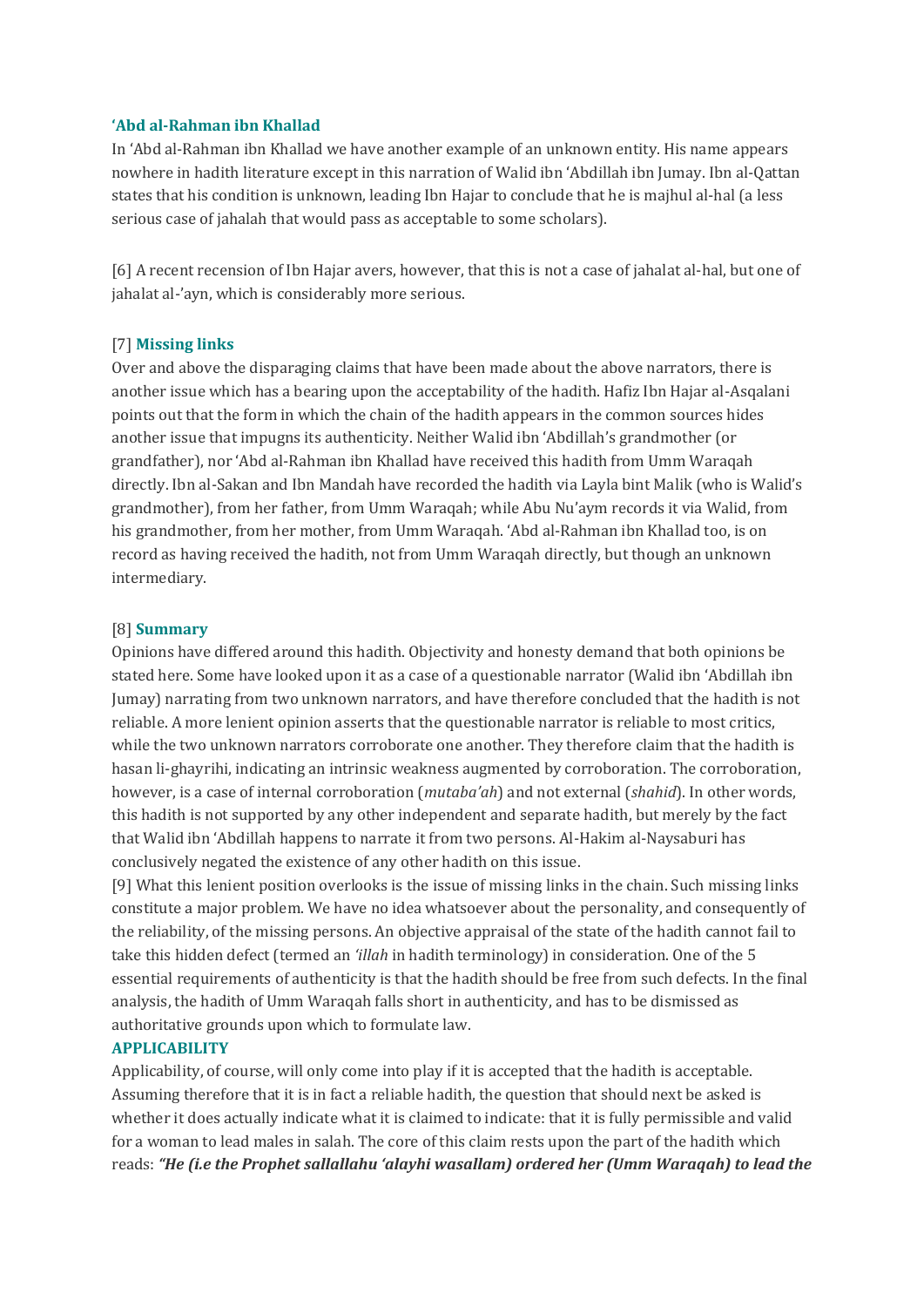**'Abd al-Rahman ibn Khallad**

In 'Abd al-Rahman ibn Khallad we have another example of an unknown entity. His name appears nowhere in hadith literature except in this narration of Walid ibn 'Abdillah ibn Jumay. Ibn al-Qattan states that his condition is unknown, leading Ibn Hajar to conclude that he is majhul al-hal (a less serious case of jahalah that would pass as acceptable to some scholars).

[6] A recent recension of Ibn Hajar avers, however, that this is not a case of jahalat al-hal, but one of jahalat al-'ayn, which is considerably more serious.

[7] **Missing links**

Over and above the disparaging claims that have been made about the above narrators, there is another issue which has a bearing upon the acceptability of the hadith. Hafiz Ibn Hajar al-Asqalani points out that the form in which the chain of the hadith appears in the common sources hides another issue that impugns its authenticity. Neither Walid ibn 'Abdillah's grandmother (or grandfather), nor 'Abd al-Rahman ibn Khallad have received this hadith from Umm Waraqah directly. Ibn al-Sakan and Ibn Mandah have recorded the hadith via Layla bint Malik (who is Walid's grandmother), from her father, from Umm Waraqah; while Abu Nu'aym records it via Walid, from his grandmother, from her mother, from Umm Waraqah. 'Abd al-Rahman ibn Khallad too, is on record as having received the hadith, not from Umm Waraqah directly, but though an unknown intermediary.

[8] **Summary**

Opinions have differed around this hadith. Objectivity and honesty demand that both opinions be stated here. Some have looked upon it as a case of a questionable narrator (Walid ibn 'Abdillah ibn Jumay) narrating from two unknown narrators, and have therefore concluded that the hadith is not reliable. A more lenient opinion asserts that the questionable narrator is reliable to most critics, while the two unknown narrators corroborate one another. They therefore claim that the hadith is hasan li-ghayrihi, indicating an intrinsic weakness augmented by corroboration. The corroboration, however, is a case of internal corroboration (*mutaba'ah*) and not external (*shahid*). In other words, this hadith is not supported by any other independent and separate hadith, but merely by the fact that Walid ibn 'Abdillah happens to narrate it from two persons. Al-Hakim al-Naysaburi has conclusively negated the existence of any other hadith on this issue.

[9] What this lenient position overlooks is the issue of missing links in the chain. Such missing links constitute a major problem. We have no idea whatsoever about the personality, and consequently of the reliability, of the missing persons. An objective appraisal of the state of the hadith cannot fail to take this hidden defect (termed an *'illah* in hadith terminology) in consideration. One of the 5 essential requirements of authenticity is that the hadith should be free from such defects. In the final analysis, the hadith of Umm Waraqah falls short in authenticity, and has to be dismissed as authoritative grounds upon which to formulate law.

**APPLICABILITY**

Applicability, of course, will only come into play if it is accepted that the hadith is acceptable. Assuming therefore that it is in fact a reliable hadith, the question that should next be asked is whether it does actually indicate what it is claimed to indicate: that it is fully permissible and valid for a woman to lead males in salah. The core of this claim rests upon the part of the hadith which reads: ***"He (i.e the Prophet sallallahu 'alayhi wasallam) ordered her (Umm Waraqah) to lead the***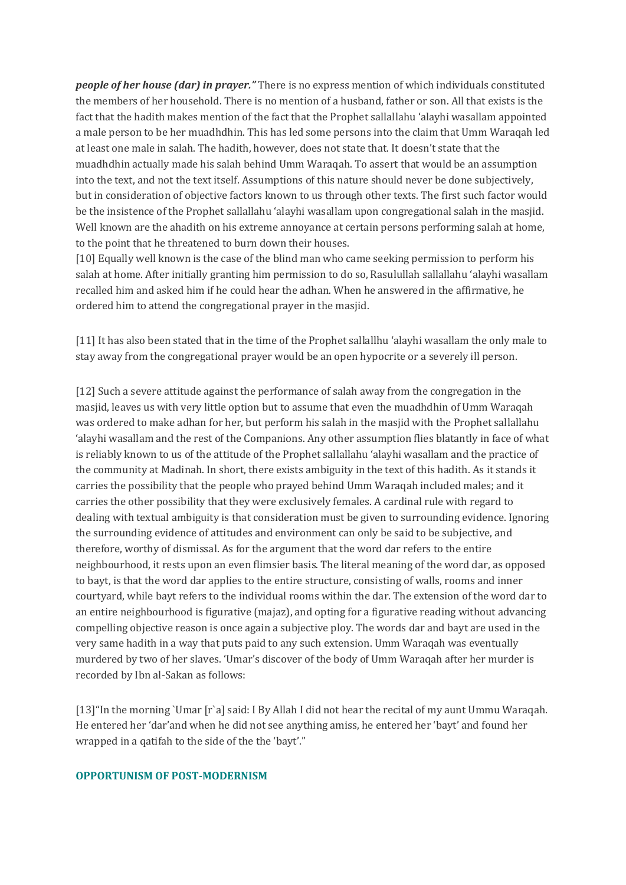***people of her house (dar) in prayer."*** There is no express mention of which individuals constituted the members of her household. There is no mention of a husband, father or son. All that exists is the fact that the hadith makes mention of the fact that the Prophet sallallahu 'alayhi wasallam appointed a male person to be her muadhdhin. This has led some persons into the claim that Umm Waraqah led at least one male in salah. The hadith, however, does not state that. It doesn't state that the muadhdhin actually made his salah behind Umm Waraqah. To assert that would be an assumption into the text, and not the text itself. Assumptions of this nature should never be done subjectively, but in consideration of objective factors known to us through other texts. The first such factor would be the insistence of the Prophet sallallahu 'alayhi wasallam upon congregational salah in the masjid. Well known are the ahadith on his extreme annoyance at certain persons performing salah at home, to the point that he threatened to burn down their houses.

[10] Equally well known is the case of the blind man who came seeking permission to perform his salah at home. After initially granting him permission to do so, Rasulullah sallallahu 'alayhi wasallam recalled him and asked him if he could hear the adhan. When he answered in the affirmative, he ordered him to attend the congregational prayer in the masjid.

[11] It has also been stated that in the time of the Prophet sallallhu 'alayhi wasallam the only male to stay away from the congregational prayer would be an open hypocrite or a severely ill person.

[12] Such a severe attitude against the performance of salah away from the congregation in the masjid, leaves us with very little option but to assume that even the muadhdhin of Umm Waraqah was ordered to make adhan for her, but perform his salah in the masjid with the Prophet sallallahu 'alayhi wasallam and the rest of the Companions. Any other assumption flies blatantly in face of what is reliably known to us of the attitude of the Prophet sallallahu 'alayhi wasallam and the practice of the community at Madinah. In short, there exists ambiguity in the text of this hadith. As it stands it carries the possibility that the people who prayed behind Umm Waraqah included males; and it carries the other possibility that they were exclusively females. A cardinal rule with regard to dealing with textual ambiguity is that consideration must be given to surrounding evidence. Ignoring the surrounding evidence of attitudes and environment can only be said to be subjective, and therefore, worthy of dismissal. As for the argument that the word dar refers to the entire neighbourhood, it rests upon an even flimsier basis. The literal meaning of the word dar, as opposed to bayt, is that the word dar applies to the entire structure, consisting of walls, rooms and inner courtyard, while bayt refers to the individual rooms within the dar. The extension of the word dar to an entire neighbourhood is figurative (majaz), and opting for a figurative reading without advancing compelling objective reason is once again a subjective ploy. The words dar and bayt are used in the very same hadith in a way that puts paid to any such extension. Umm Waraqah was eventually murdered by two of her slaves. 'Umar's discover of the body of Umm Waraqah after her murder is recorded by Ibn al-Sakan as follows:

[13]"In the morning `Umar [r`a] said: I By Allah I did not hear the recital of my aunt Ummu Waraqah. He entered her 'dar'and when he did not see anything amiss, he entered her 'bayt' and found her wrapped in a qatifah to the side of the the 'bayt'."

#### OPPORTUNISM OF POST-MODERNISM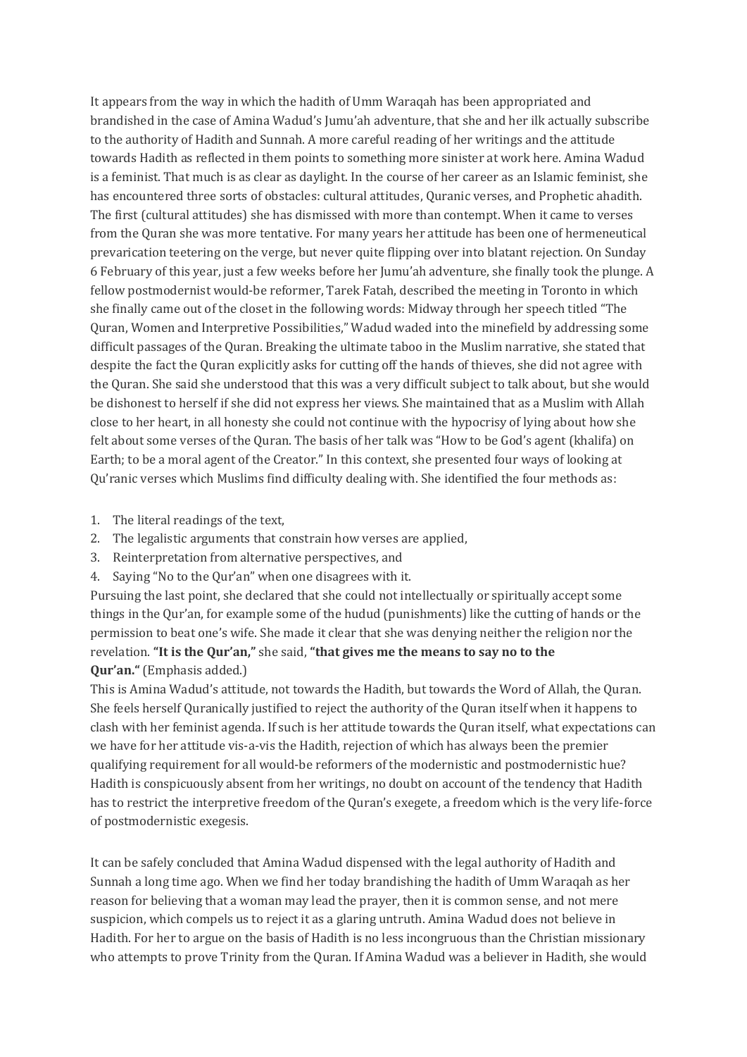It appears from the way in which the hadith of Umm Waraqah has been appropriated and brandished in the case of Amina Wadud's Jumu'ah adventure, that she and her ilk actually subscribe to the authority of Hadith and Sunnah. A more careful reading of her writings and the attitude towards Hadith as reflected in them points to something more sinister at work here. Amina Wadud is a feminist. That much is as clear as daylight. In the course of her career as an Islamic feminist, she has encountered three sorts of obstacles: cultural attitudes, Quranic verses, and Prophetic ahadith. The first (cultural attitudes) she has dismissed with more than contempt. When it came to verses from the Quran she was more tentative. For many years her attitude has been one of hermeneutical prevarication teetering on the verge, but never quite flipping over into blatant rejection. On Sunday 6 February of this year, just a few weeks before her Jumu'ah adventure, she finally took the plunge. A fellow postmodernist would-be reformer, Tarek Fatah, described the meeting in Toronto in which she finally came out of the closet in the following words: Midway through her speech titled "The Quran, Women and Interpretive Possibilities," Wadud waded into the minefield by addressing some difficult passages of the Quran. Breaking the ultimate taboo in the Muslim narrative, she stated that despite the fact the Quran explicitly asks for cutting off the hands of thieves, she did not agree with the Quran. She said she understood that this was a very difficult subject to talk about, but she would be dishonest to herself if she did not express her views. She maintained that as a Muslim with Allah close to her heart, in all honesty she could not continue with the hypocrisy of lying about how she felt about some verses of the Quran. The basis of her talk was "How to be God's agent (khalifa) on Earth; to be a moral agent of the Creator." In this context, she presented four ways of looking at Qu'ranic verses which Muslims find difficulty dealing with. She identified the four methods as:

1. The literal readings of the text,
2. The legalistic arguments that constrain how verses are applied,
3. Reinterpretation from alternative perspectives, and
4. Saying "No to the Qur'an" when one disagrees with it.

Pursuing the last point, she declared that she could not intellectually or spiritually accept some things in the Qur'an, for example some of the hudud (punishments) like the cutting of hands or the permission to beat one's wife. She made it clear that she was denying neither the religion nor the revelation. **"It is the Qur'an,"** she said, **"that gives me the means to say no to the Qur'an."** (Emphasis added.)

This is Amina Wadud's attitude, not towards the Hadith, but towards the Word of Allah, the Quran. She feels herself Quranically justified to reject the authority of the Quran itself when it happens to clash with her feminist agenda. If such is her attitude towards the Quran itself, what expectations can we have for her attitude vis-a-vis the Hadith, rejection of which has always been the premier qualifying requirement for all would-be reformers of the modernistic and postmodernistic hue? Hadith is conspicuously absent from her writings, no doubt on account of the tendency that Hadith has to restrict the interpretive freedom of the Quran's exegete, a freedom which is the very life-force of postmodernistic exegesis.

It can be safely concluded that Amina Wadud dispensed with the legal authority of Hadith and Sunnah a long time ago. When we find her today brandishing the hadith of Umm Waraqah as her reason for believing that a woman may lead the prayer, then it is common sense, and not mere suspicion, which compels us to reject it as a glaring untruth. Amina Wadud does not believe in Hadith. For her to argue on the basis of Hadith is no less incongruous than the Christian missionary who attempts to prove Trinity from the Quran. If Amina Wadud was a believer in Hadith, she would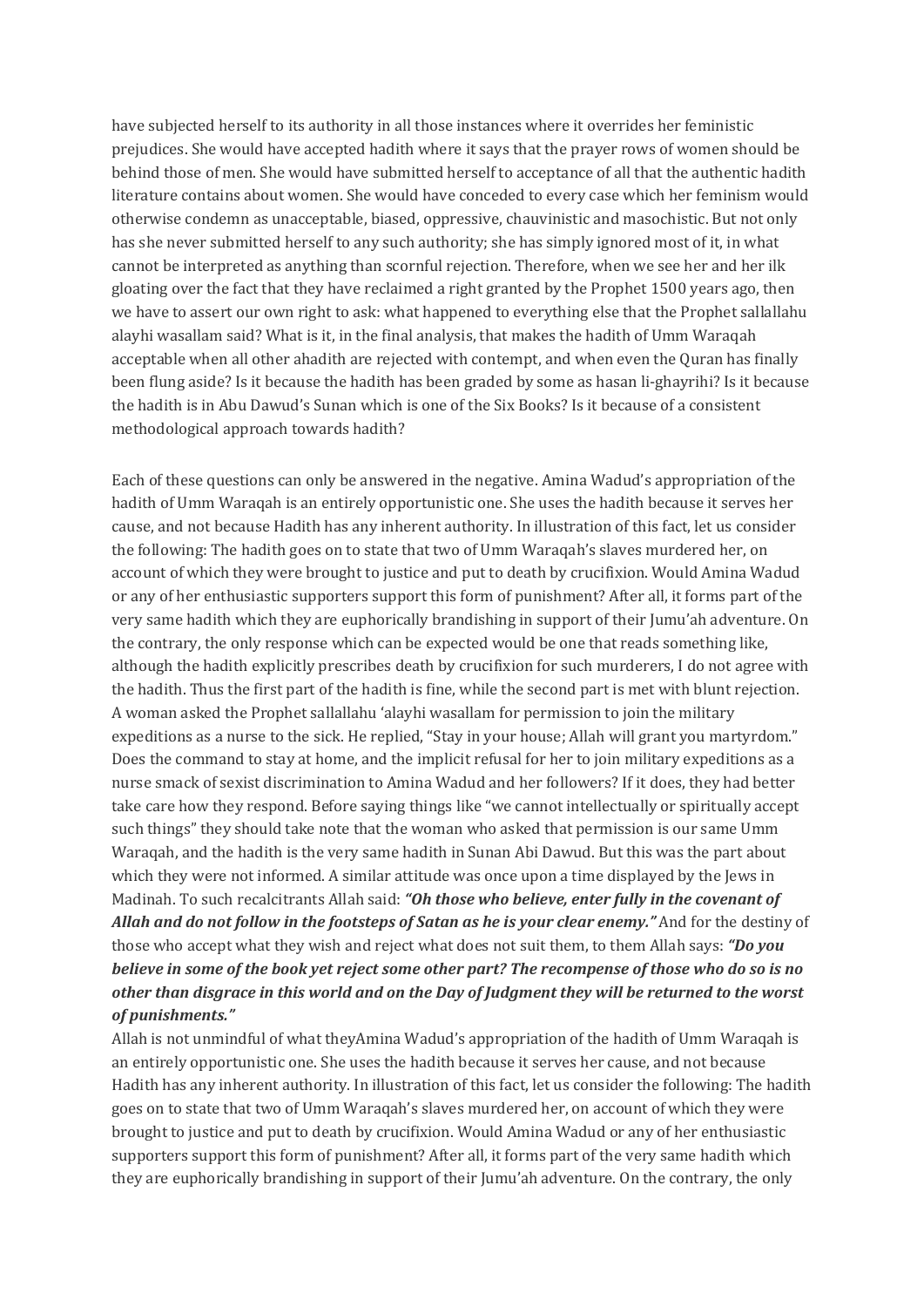have subjected herself to its authority in all those instances where it overrides her feministic prejudices. She would have accepted hadith where it says that the prayer rows of women should be behind those of men. She would have submitted herself to acceptance of all that the authentic hadith literature contains about women. She would have conceded to every case which her feminism would otherwise condemn as unacceptable, biased, oppressive, chauvinistic and masochistic. But not only has she never submitted herself to any such authority; she has simply ignored most of it, in what cannot be interpreted as anything than scornful rejection. Therefore, when we see her and her ilk gloating over the fact that they have reclaimed a right granted by the Prophet 1500 years ago, then we have to assert our own right to ask: what happened to everything else that the Prophet sallallahu alayhi wasallam said? What is it, in the final analysis, that makes the hadith of Umm Waraqah acceptable when all other ahadith are rejected with contempt, and when even the Quran has finally been flung aside? Is it because the hadith has been graded by some as hasan li-ghayrihi? Is it because the hadith is in Abu Dawud's Sunan which is one of the Six Books? Is it because of a consistent methodological approach towards hadith?

Each of these questions can only be answered in the negative. Amina Wadud's appropriation of the hadith of Umm Waraqah is an entirely opportunistic one. She uses the hadith because it serves her cause, and not because Hadith has any inherent authority. In illustration of this fact, let us consider the following: The hadith goes on to state that two of Umm Waraqah's slaves murdered her, on account of which they were brought to justice and put to death by crucifixion. Would Amina Wadud or any of her enthusiastic supporters support this form of punishment? After all, it forms part of the very same hadith which they are euphorically brandishing in support of their Jumu'ah adventure. On the contrary, the only response which can be expected would be one that reads something like, although the hadith explicitly prescribes death by crucifixion for such murderers, I do not agree with the hadith. Thus the first part of the hadith is fine, while the second part is met with blunt rejection. A woman asked the Prophet sallallahu 'alayhi wasallam for permission to join the military expeditions as a nurse to the sick. He replied, "Stay in your house; Allah will grant you martyrdom." Does the command to stay at home, and the implicit refusal for her to join military expeditions as a nurse smack of sexist discrimination to Amina Wadud and her followers? If it does, they had better take care how they respond. Before saying things like "we cannot intellectually or spiritually accept such things" they should take note that the woman who asked that permission is our same Umm Waraqah, and the hadith is the very same hadith in Sunan Abi Dawud. But this was the part about which they were not informed. A similar attitude was once upon a time displayed by the Jews in Madinah. To such recalcitrants Allah said: ***"Oh those who believe, enter fully in the covenant of Allah and do not follow in the footsteps of Satan as he is your clear enemy."*** And for the destiny of those who accept what they wish and reject what does not suit them, to them Allah says: ***"Do you believe in some of the book yet reject some other part? The recompense of those who do so is no other than disgrace in this world and on the Day of Judgment they will be returned to the worst of punishments."***

Allah is not unmindful of what theyAmina Wadud's appropriation of the hadith of Umm Waraqah is an entirely opportunistic one. She uses the hadith because it serves her cause, and not because Hadith has any inherent authority. In illustration of this fact, let us consider the following: The hadith goes on to state that two of Umm Waraqah's slaves murdered her, on account of which they were brought to justice and put to death by crucifixion. Would Amina Wadud or any of her enthusiastic supporters support this form of punishment? After all, it forms part of the very same hadith which they are euphorically brandishing in support of their Jumu'ah adventure. On the contrary, the only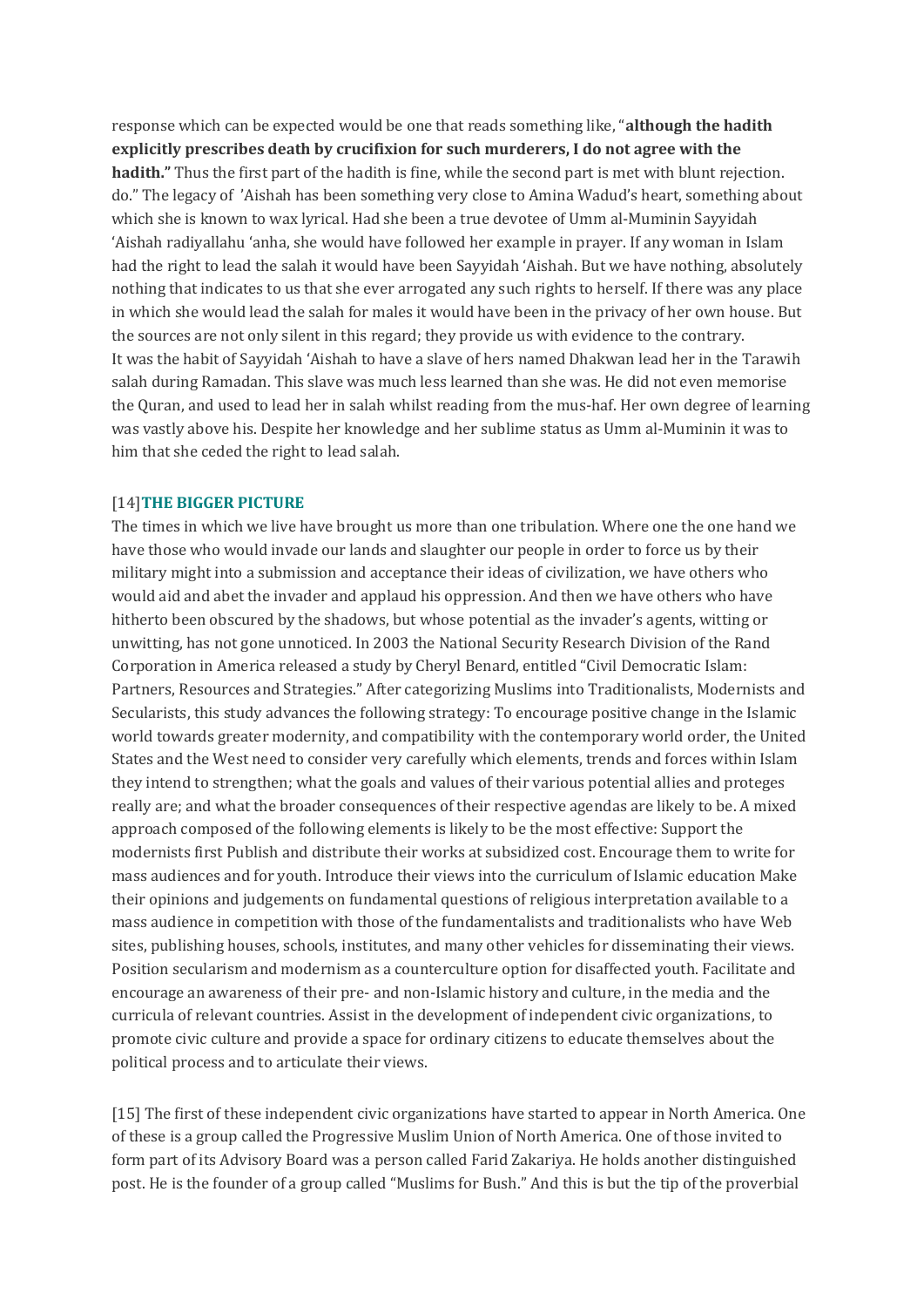response which can be expected would be one that reads something like, "**although the hadith explicitly prescribes death by crucifixion for such murderers, I do not agree with the hadith.**" Thus the first part of the hadith is fine, while the second part is met with blunt rejection. do." The legacy of 'Aishah has been something very close to Amina Wadud's heart, something about which she is known to wax lyrical. Had she been a true devotee of Umm al-Muminin Sayyidah 'Aishah radiyallahu 'anha, she would have followed her example in prayer. If any woman in Islam had the right to lead the salah it would have been Sayyidah 'Aishah. But we have nothing, absolutely nothing that indicates to us that she ever arrogated any such rights to herself. If there was any place in which she would lead the salah for males it would have been in the privacy of her own house. But the sources are not only silent in this regard; they provide us with evidence to the contrary. It was the habit of Sayyidah 'Aishah to have a slave of hers named Dhakwan lead her in the Tarawih salah during Ramadan. This slave was much less learned than she was. He did not even memorise the Quran, and used to lead her in salah whilst reading from the mus-haf. Her own degree of learning was vastly above his. Despite her knowledge and her sublime status as Umm al-Muminin it was to him that she ceded the right to lead salah.

[14] **THE BIGGER PICTURE**

The times in which we live have brought us more than one tribulation. Where one the one hand we have those who would invade our lands and slaughter our people in order to force us by their military might into a submission and acceptance their ideas of civilization, we have others who would aid and abet the invader and applaud his oppression. And then we have others who have hitherto been obscured by the shadows, but whose potential as the invader's agents, witting or unwitting, has not gone unnoticed. In 2003 the National Security Research Division of the Rand Corporation in America released a study by Cheryl Benard, entitled "Civil Democratic Islam: Partners, Resources and Strategies." After categorizing Muslims into Traditionalists, Modernists and Secularists, this study advances the following strategy: To encourage positive change in the Islamic world towards greater modernity, and compatibility with the contemporary world order, the United States and the West need to consider very carefully which elements, trends and forces within Islam they intend to strengthen; what the goals and values of their various potential allies and proteges really are; and what the broader consequences of their respective agendas are likely to be. A mixed approach composed of the following elements is likely to be the most effective: Support the modernists first Publish and distribute their works at subsidized cost. Encourage them to write for mass audiences and for youth. Introduce their views into the curriculum of Islamic education Make their opinions and judgements on fundamental questions of religious interpretation available to a mass audience in competition with those of the fundamentalists and traditionalists who have Web sites, publishing houses, schools, institutes, and many other vehicles for disseminating their views. Position secularism and modernism as a counterculture option for disaffected youth. Facilitate and encourage an awareness of their pre- and non-Islamic history and culture, in the media and the curricula of relevant countries. Assist in the development of independent civic organizations, to promote civic culture and provide a space for ordinary citizens to educate themselves about the political process and to articulate their views.

[15] The first of these independent civic organizations have started to appear in North America. One of these is a group called the Progressive Muslim Union of North America. One of those invited to form part of its Advisory Board was a person called Farid Zakariya. He holds another distinguished post. He is the founder of a group called "Muslims for Bush." And this is but the tip of the proverbial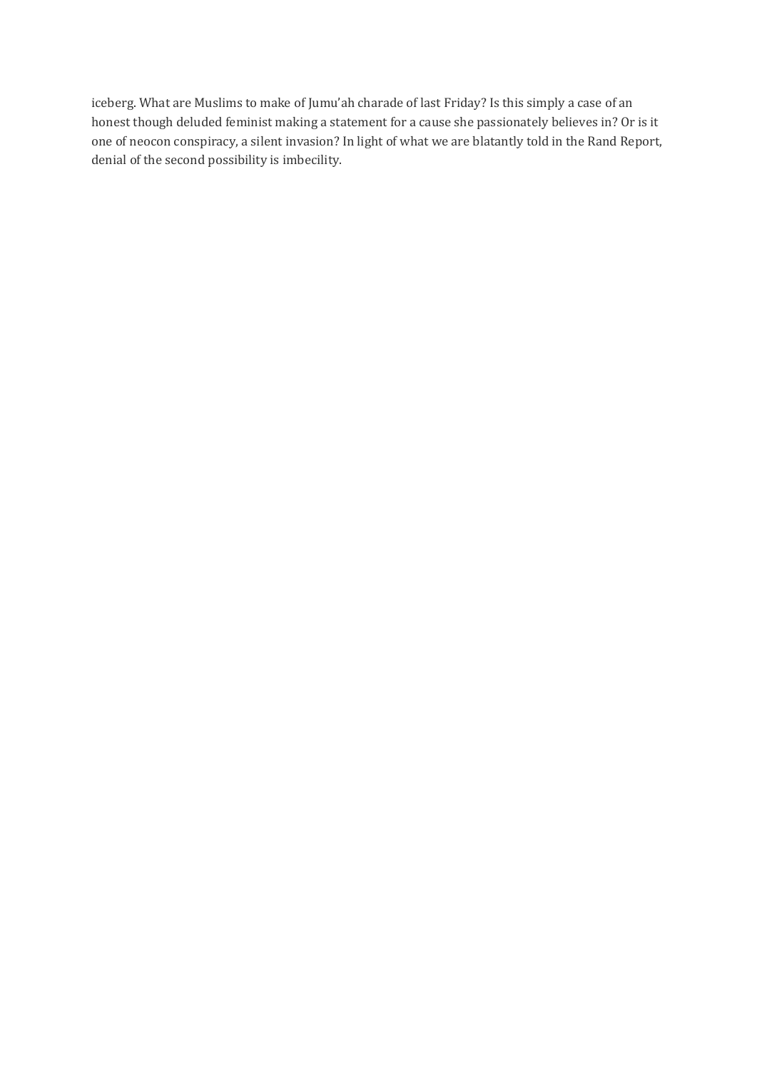iceberg. What are Muslims to make of Jumu'ah charade of last Friday? Is this simply a case of an honest though deluded feminist making a statement for a cause she passionately believes in? Or is it one of neocon conspiracy, a silent invasion? In light of what we are blatantly told in the Rand Report, denial of the second possibility is imbecility.